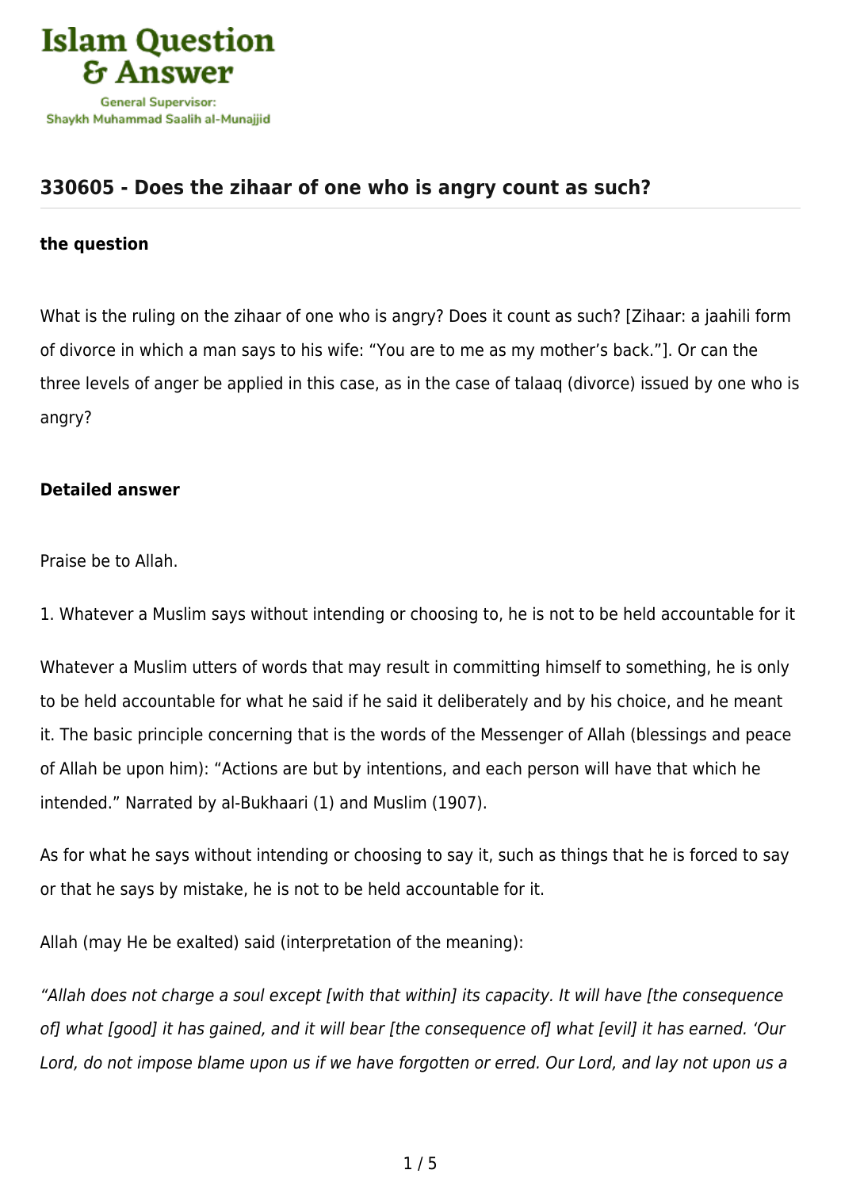## 330605 - Does the zihaar of one who is angry count as such?

**the question**

What is the ruling on the zihaar of one who is angry? Does it count as such? [Zihaar: a jaahili form of divorce in which a man says to his wife: "You are to me as my mother's back."]. Or can the three levels of anger be applied in this case, as in the case of talaaq (divorce) issued by one who is angry?

**Detailed answer**

Praise be to Allah.

1. Whatever a Muslim says without intending or choosing to, he is not to be held accountable for it

Whatever a Muslim utters of words that may result in committing himself to something, he is only to be held accountable for what he said if he said it deliberately and by his choice, and he meant it. The basic principle concerning that is the words of the Messenger of Allah (blessings and peace of Allah be upon him): "Actions are but by intentions, and each person will have that which he intended." Narrated by al-Bukhaari (1) and Muslim (1907).

As for what he says without intending or choosing to say it, such as things that he is forced to say or that he says by mistake, he is not to be held accountable for it.

Allah (may He be exalted) said (interpretation of the meaning):

*"Allah does not charge a soul except [with that within] its capacity. It will have [the consequence of] what [good] it has gained, and it will bear [the consequence of] what [evil] it has earned. 'Our Lord, do not impose blame upon us if we have forgotten or erred. Our Lord, and lay not upon us a*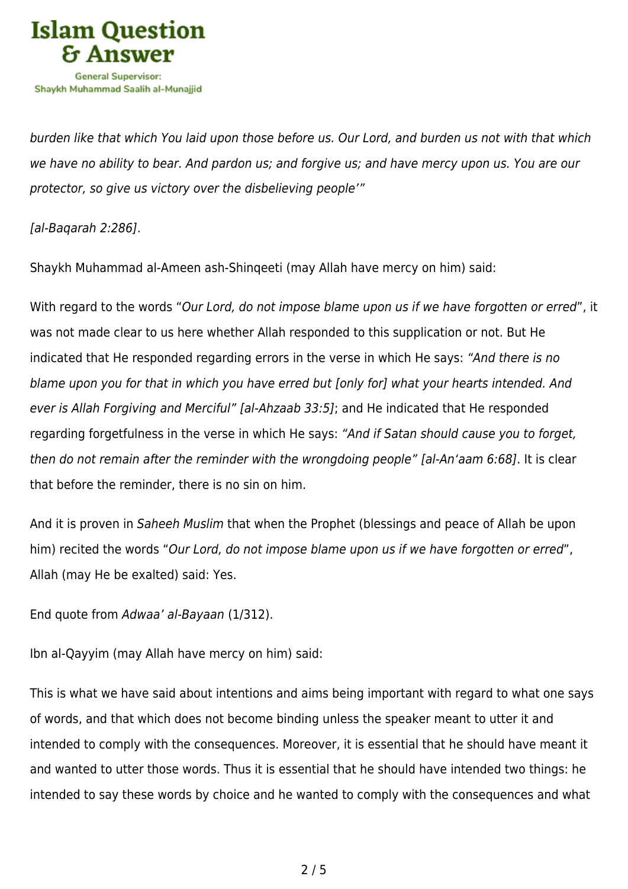*burden like that which You laid upon those before us. Our Lord, and burden us not with that which we have no ability to bear. And pardon us; and forgive us; and have mercy upon us. You are our protector, so give us victory over the disbelieving people'"*

*[al-Baqarah 2:286]*.

Shaykh Muhammad al-Ameen ash-Shinqeeti (may Allah have mercy on him) said:

With regard to the words "*Our Lord, do not impose blame upon us if we have forgotten or erred*", it was not made clear to us here whether Allah responded to this supplication or not. But He indicated that He responded regarding errors in the verse in which He says: *"And there is no blame upon you for that in which you have erred but [only for] what your hearts intended. And ever is Allah Forgiving and Merciful" [al-Ahzaab 33:5]*; and He indicated that He responded regarding forgetfulness in the verse in which He says: *"And if Satan should cause you to forget, then do not remain after the reminder with the wrongdoing people" [al-An'aam 6:68]*. It is clear that before the reminder, there is no sin on him.

And it is proven in *Saheeh Muslim* that when the Prophet (blessings and peace of Allah be upon him) recited the words "*Our Lord, do not impose blame upon us if we have forgotten or erred*", Allah (may He be exalted) said: Yes.

End quote from *Adwaa' al-Bayaan* (1/312).

Ibn al-Qayyim (may Allah have mercy on him) said:

This is what we have said about intentions and aims being important with regard to what one says of words, and that which does not become binding unless the speaker meant to utter it and intended to comply with the consequences. Moreover, it is essential that he should have meant it and wanted to utter those words. Thus it is essential that he should have intended two things: he intended to say these words by choice and he wanted to comply with the consequences and what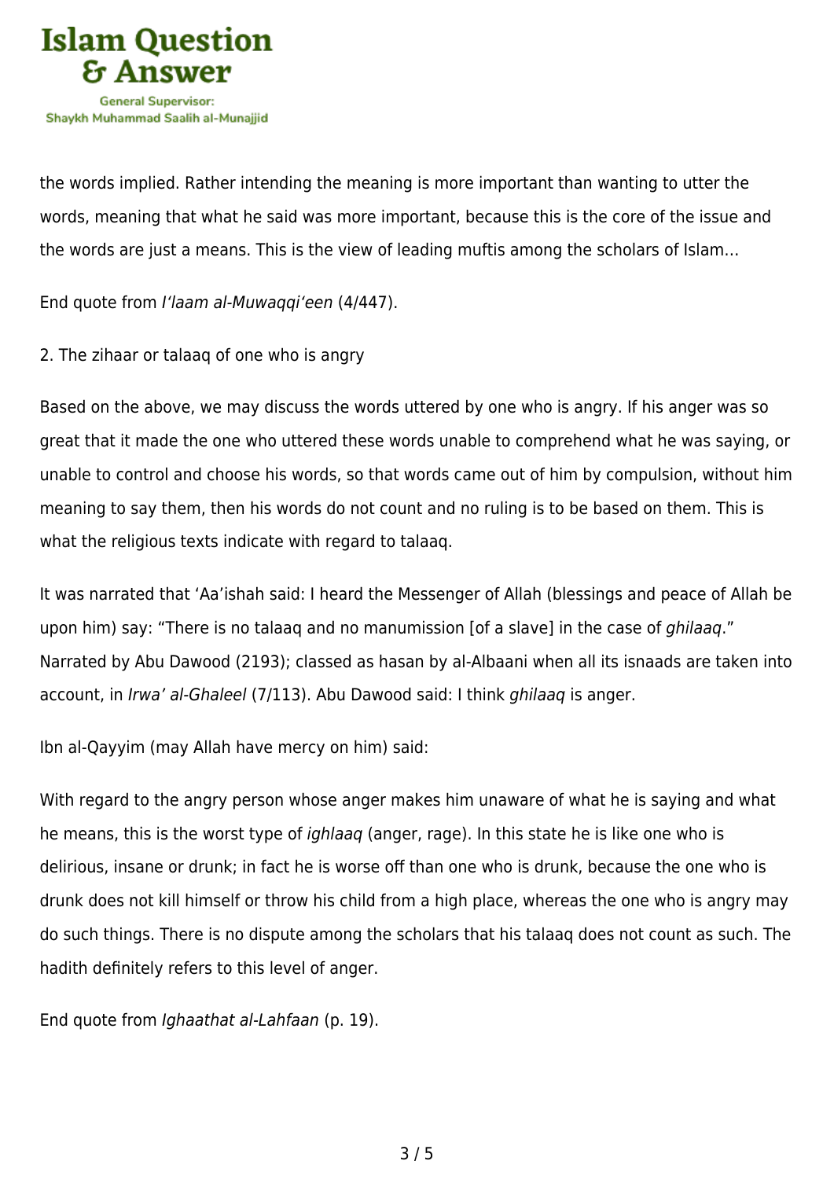the words implied. Rather intending the meaning is more important than wanting to utter the words, meaning that what he said was more important, because this is the core of the issue and the words are just a means. This is the view of leading muftis among the scholars of Islam…

End quote from *I'laam al-Muwaqqi'een* (4/447).

2. The zihaar or talaaq of one who is angry

Based on the above, we may discuss the words uttered by one who is angry. If his anger was so great that it made the one who uttered these words unable to comprehend what he was saying, or unable to control and choose his words, so that words came out of him by compulsion, without him meaning to say them, then his words do not count and no ruling is to be based on them. This is what the religious texts indicate with regard to talaaq.

It was narrated that 'Aa'ishah said: I heard the Messenger of Allah (blessings and peace of Allah be upon him) say: "There is no talaaq and no manumission [of a slave] in the case of *ghilaaq*." Narrated by Abu Dawood (2193); classed as hasan by al-Albaani when all its isnaads are taken into account, in *Irwa' al-Ghaleel* (7/113). Abu Dawood said: I think *ghilaaq* is anger.

Ibn al-Qayyim (may Allah have mercy on him) said:

With regard to the angry person whose anger makes him unaware of what he is saying and what he means, this is the worst type of *ighlaaq* (anger, rage). In this state he is like one who is delirious, insane or drunk; in fact he is worse off than one who is drunk, because the one who is drunk does not kill himself or throw his child from a high place, whereas the one who is angry may do such things. There is no dispute among the scholars that his talaaq does not count as such. The hadith definitely refers to this level of anger.

End quote from *Ighaathat al-Lahfaan* (p. 19).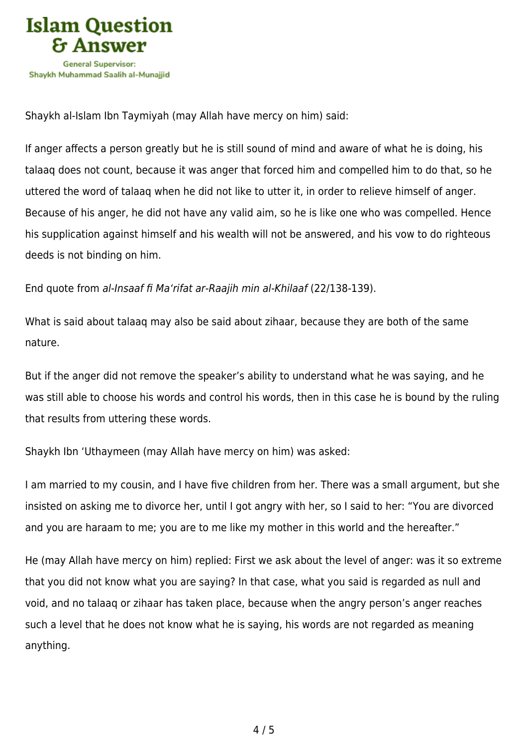Shaykh al-Islam Ibn Taymiyah (may Allah have mercy on him) said:

If anger affects a person greatly but he is still sound of mind and aware of what he is doing, his talaaq does not count, because it was anger that forced him and compelled him to do that, so he uttered the word of talaaq when he did not like to utter it, in order to relieve himself of anger. Because of his anger, he did not have any valid aim, so he is like one who was compelled. Hence his supplication against himself and his wealth will not be answered, and his vow to do righteous deeds is not binding on him.

End quote from *al-Insaaf fi Ma'rifat ar-Raajih min al-Khilaaf* (22/138-139).

What is said about talaaq may also be said about zihaar, because they are both of the same nature.

But if the anger did not remove the speaker's ability to understand what he was saying, and he was still able to choose his words and control his words, then in this case he is bound by the ruling that results from uttering these words.

Shaykh Ibn 'Uthaymeen (may Allah have mercy on him) was asked:

I am married to my cousin, and I have five children from her. There was a small argument, but she insisted on asking me to divorce her, until I got angry with her, so I said to her: "You are divorced and you are haraam to me; you are to me like my mother in this world and the hereafter."

He (may Allah have mercy on him) replied: First we ask about the level of anger: was it so extreme that you did not know what you are saying? In that case, what you said is regarded as null and void, and no talaaq or zihaar has taken place, because when the angry person's anger reaches such a level that he does not know what he is saying, his words are not regarded as meaning anything.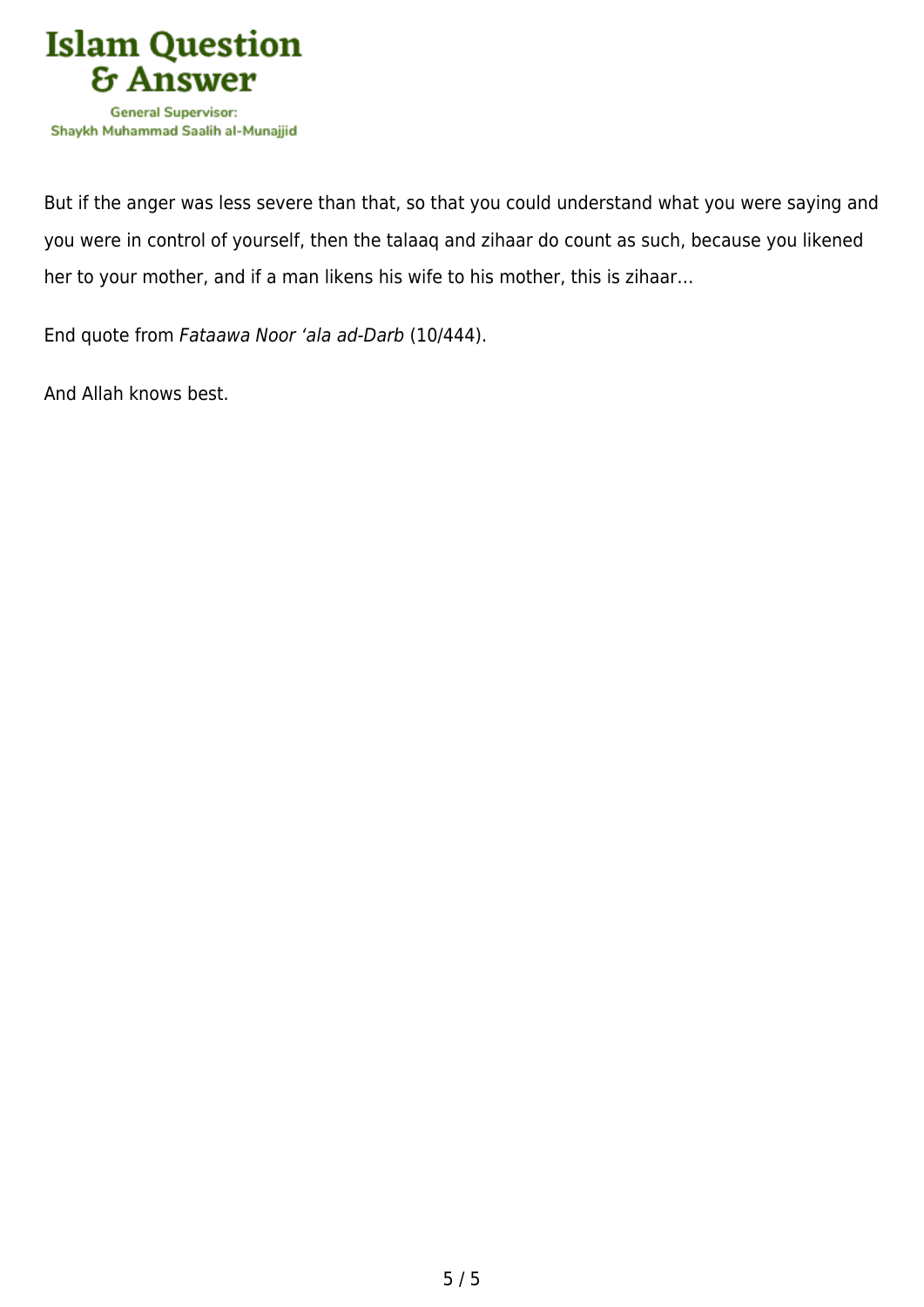But if the anger was less severe than that, so that you could understand what you were saying and you were in control of yourself, then the talaaq and zihaar do count as such, because you likened her to your mother, and if a man likens his wife to his mother, this is zihaar…

End quote from *Fataawa Noor ‘ala ad-Darb* (10/444).

And Allah knows best.